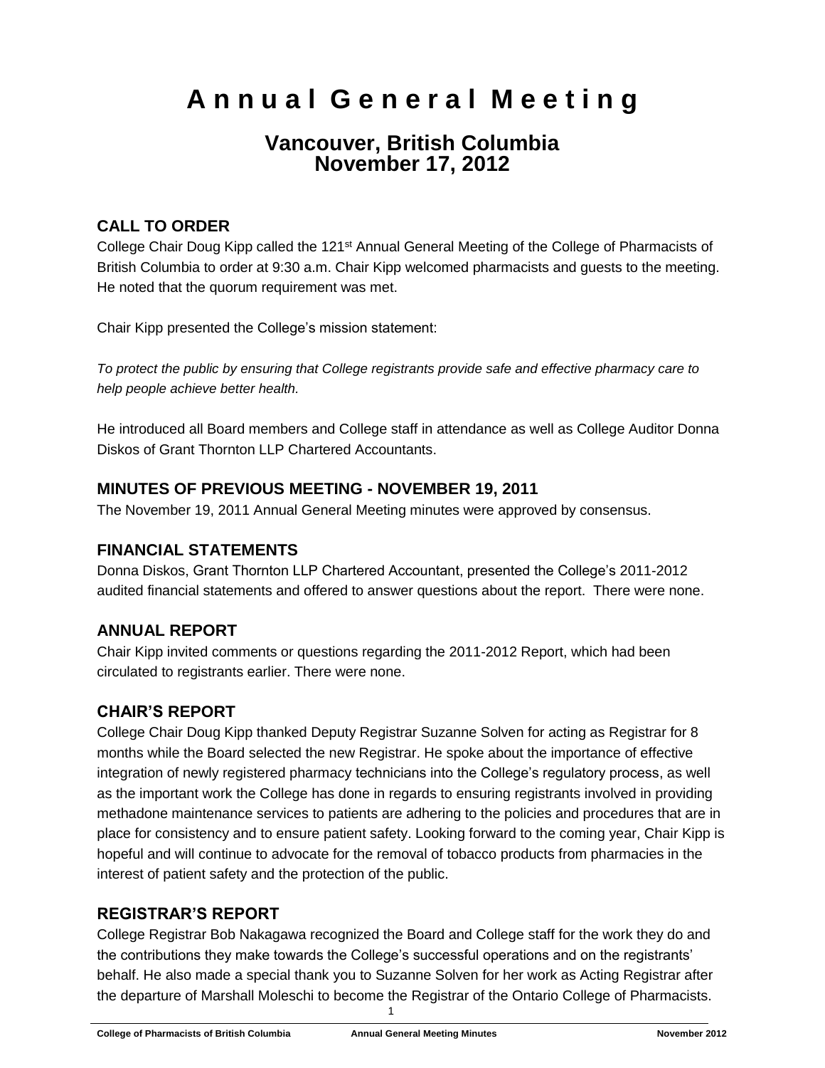# Annual General Meeting

## Vancouver, British Columbia
## November 17, 2012

### CALL TO ORDER

College Chair Doug Kipp called the 121st Annual General Meeting of the College of Pharmacists of British Columbia to order at 9:30 a.m. Chair Kipp welcomed pharmacists and guests to the meeting. He noted that the quorum requirement was met.

Chair Kipp presented the College's mission statement:

*To protect the public by ensuring that College registrants provide safe and effective pharmacy care to help people achieve better health.*

He introduced all Board members and College staff in attendance as well as College Auditor Donna Diskos of Grant Thornton LLP Chartered Accountants.

### MINUTES OF PREVIOUS MEETING - NOVEMBER 19, 2011

The November 19, 2011 Annual General Meeting minutes were approved by consensus.

### FINANCIAL STATEMENTS

Donna Diskos, Grant Thornton LLP Chartered Accountant, presented the College's 2011-2012 audited financial statements and offered to answer questions about the report. There were none.

### ANNUAL REPORT

Chair Kipp invited comments or questions regarding the 2011-2012 Report, which had been circulated to registrants earlier. There were none.

### CHAIR'S REPORT

College Chair Doug Kipp thanked Deputy Registrar Suzanne Solven for acting as Registrar for 8 months while the Board selected the new Registrar. He spoke about the importance of effective integration of newly registered pharmacy technicians into the College's regulatory process, as well as the important work the College has done in regards to ensuring registrants involved in providing methadone maintenance services to patients are adhering to the policies and procedures that are in place for consistency and to ensure patient safety. Looking forward to the coming year, Chair Kipp is hopeful and will continue to advocate for the removal of tobacco products from pharmacies in the interest of patient safety and the protection of the public.

### REGISTRAR'S REPORT

College Registrar Bob Nakagawa recognized the Board and College staff for the work they do and the contributions they make towards the College's successful operations and on the registrants' behalf. He also made a special thank you to Suzanne Solven for her work as Acting Registrar after the departure of Marshall Moleschi to become the Registrar of the Ontario College of Pharmacists.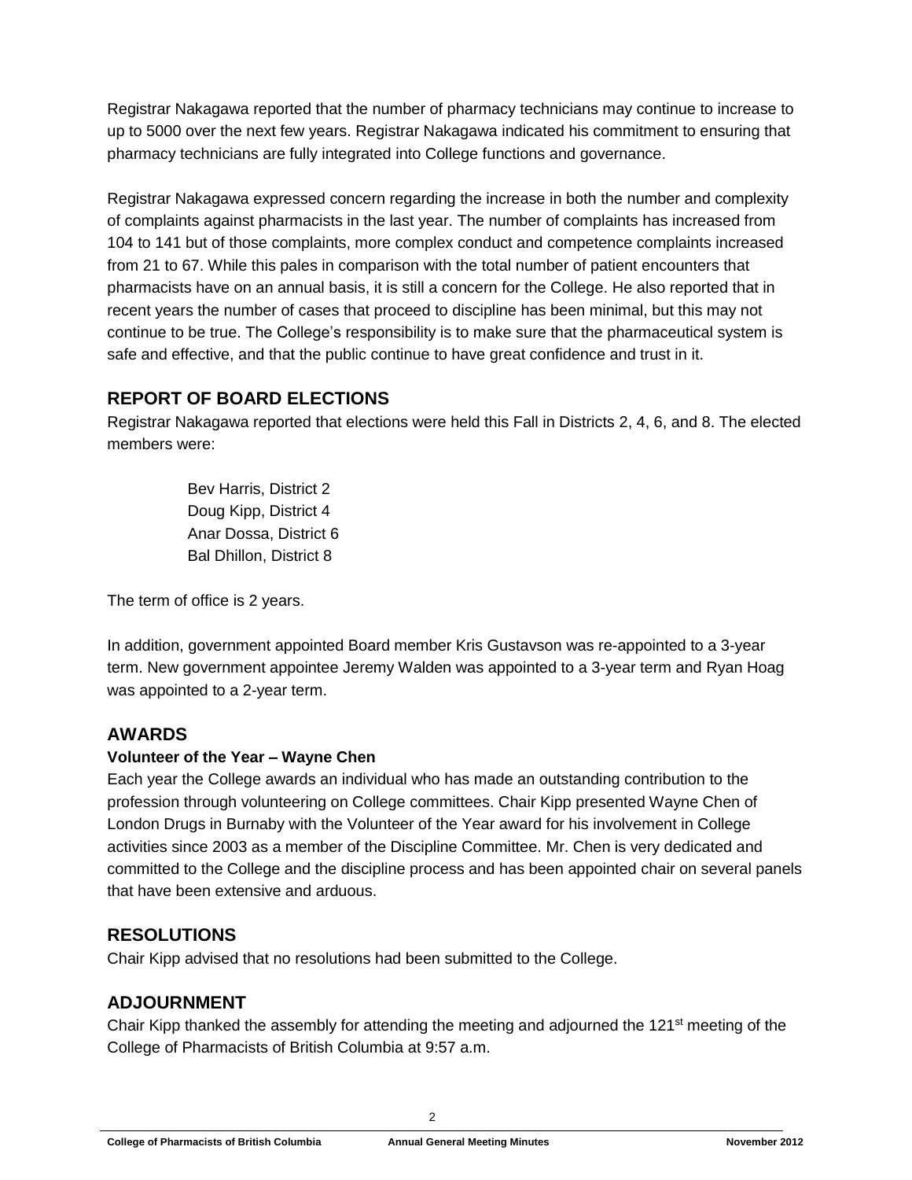Registrar Nakagawa reported that the number of pharmacy technicians may continue to increase to up to 5000 over the next few years. Registrar Nakagawa indicated his commitment to ensuring that pharmacy technicians are fully integrated into College functions and governance.

Registrar Nakagawa expressed concern regarding the increase in both the number and complexity of complaints against pharmacists in the last year. The number of complaints has increased from 104 to 141 but of those complaints, more complex conduct and competence complaints increased from 21 to 67. While this pales in comparison with the total number of patient encounters that pharmacists have on an annual basis, it is still a concern for the College. He also reported that in recent years the number of cases that proceed to discipline has been minimal, but this may not continue to be true. The College's responsibility is to make sure that the pharmaceutical system is safe and effective, and that the public continue to have great confidence and trust in it.

## REPORT OF BOARD ELECTIONS

Registrar Nakagawa reported that elections were held this Fall in Districts 2, 4, 6, and 8. The elected members were:

Bev Harris, District 2
Doug Kipp, District 4
Anar Dossa, District 6
Bal Dhillon, District 8

The term of office is 2 years.

In addition, government appointed Board member Kris Gustavson was re-appointed to a 3-year term. New government appointee Jeremy Walden was appointed to a 3-year term and Ryan Hoag was appointed to a 2-year term.

## AWARDS

**Volunteer of the Year – Wayne Chen**

Each year the College awards an individual who has made an outstanding contribution to the profession through volunteering on College committees. Chair Kipp presented Wayne Chen of London Drugs in Burnaby with the Volunteer of the Year award for his involvement in College activities since 2003 as a member of the Discipline Committee. Mr. Chen is very dedicated and committed to the College and the discipline process and has been appointed chair on several panels that have been extensive and arduous.

## RESOLUTIONS

Chair Kipp advised that no resolutions had been submitted to the College.

## ADJOURNMENT

Chair Kipp thanked the assembly for attending the meeting and adjourned the 121st meeting of the College of Pharmacists of British Columbia at 9:57 a.m.